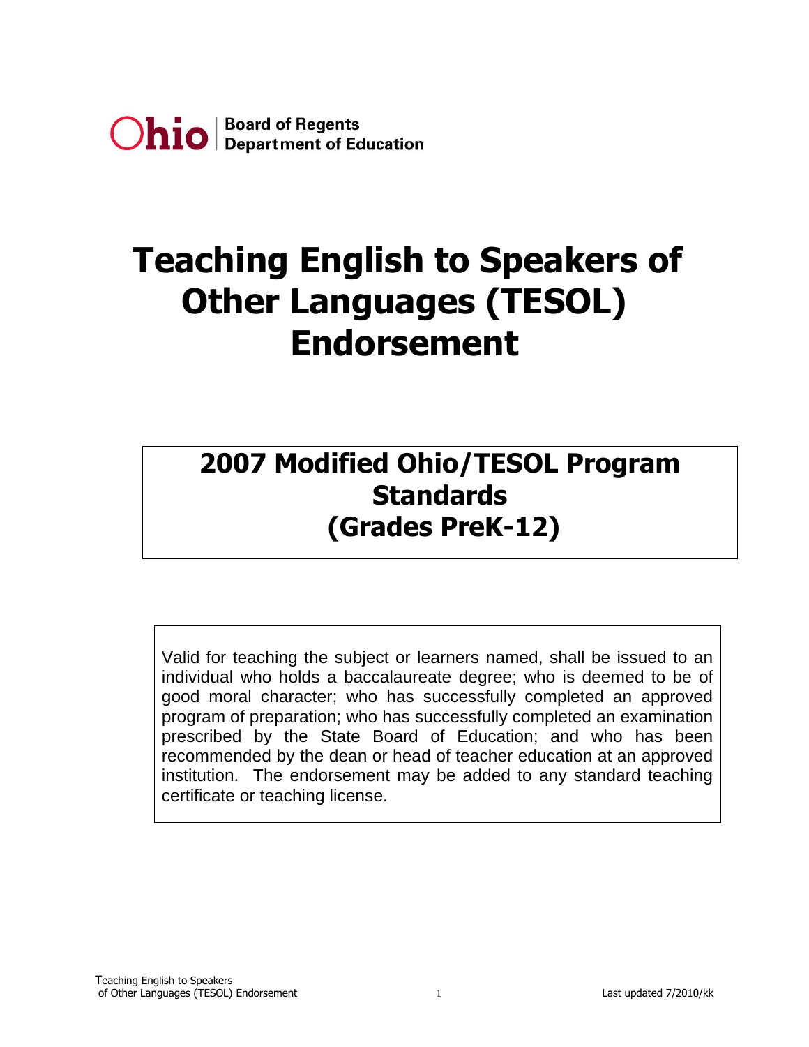Ohio | Board of Regents
Department of Education

# Teaching English to Speakers of Other Languages (TESOL) Endorsement

## 2007 Modified Ohio/TESOL Program Standards (Grades PreK-12)

Valid for teaching the subject or learners named, shall be issued to an individual who holds a baccalaureate degree; who is deemed to be of good moral character; who has successfully completed an approved program of preparation; who has successfully completed an examination prescribed by the State Board of Education; and who has been recommended by the dean or head of teacher education at an approved institution. The endorsement may be added to any standard teaching certificate or teaching license.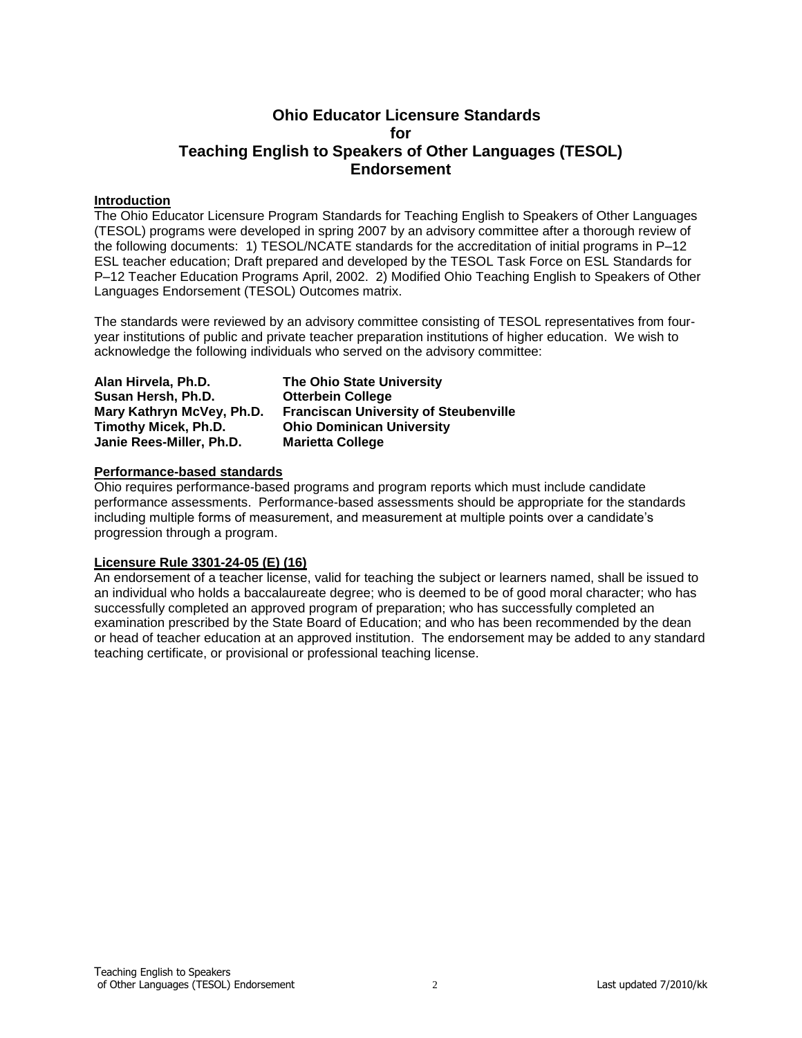# Ohio Educator Licensure Standards for Teaching English to Speakers of Other Languages (TESOL) Endorsement

## Introduction

The Ohio Educator Licensure Program Standards for Teaching English to Speakers of Other Languages (TESOL) programs were developed in spring 2007 by an advisory committee after a thorough review of the following documents: 1) TESOL/NCATE standards for the accreditation of initial programs in P–12 ESL teacher education; Draft prepared and developed by the TESOL Task Force on ESL Standards for P–12 Teacher Education Programs April, 2002. 2) Modified Ohio Teaching English to Speakers of Other Languages Endorsement (TESOL) Outcomes matrix.

The standards were reviewed by an advisory committee consisting of TESOL representatives from four-year institutions of public and private teacher preparation institutions of higher education. We wish to acknowledge the following individuals who served on the advisory committee:

| | |
|---|---|
| **Alan Hirvela, Ph.D.** | **The Ohio State University** |
| **Susan Hersh, Ph.D.** | **Otterbein College** |
| **Mary Kathryn McVey, Ph.D.** | **Franciscan University of Steubenville** |
| **Timothy Micek, Ph.D.** | **Ohio Dominican University** |
| **Janie Rees-Miller, Ph.D.** | **Marietta College** |

## Performance-based standards

Ohio requires performance-based programs and program reports which must include candidate performance assessments. Performance-based assessments should be appropriate for the standards including multiple forms of measurement, and measurement at multiple points over a candidate's progression through a program.

## Licensure Rule 3301-24-05 (E) (16)

An endorsement of a teacher license, valid for teaching the subject or learners named, shall be issued to an individual who holds a baccalaureate degree; who is deemed to be of good moral character; who has successfully completed an approved program of preparation; who has successfully completed an examination prescribed by the State Board of Education; and who has been recommended by the dean or head of teacher education at an approved institution. The endorsement may be added to any standard teaching certificate, or provisional or professional teaching license.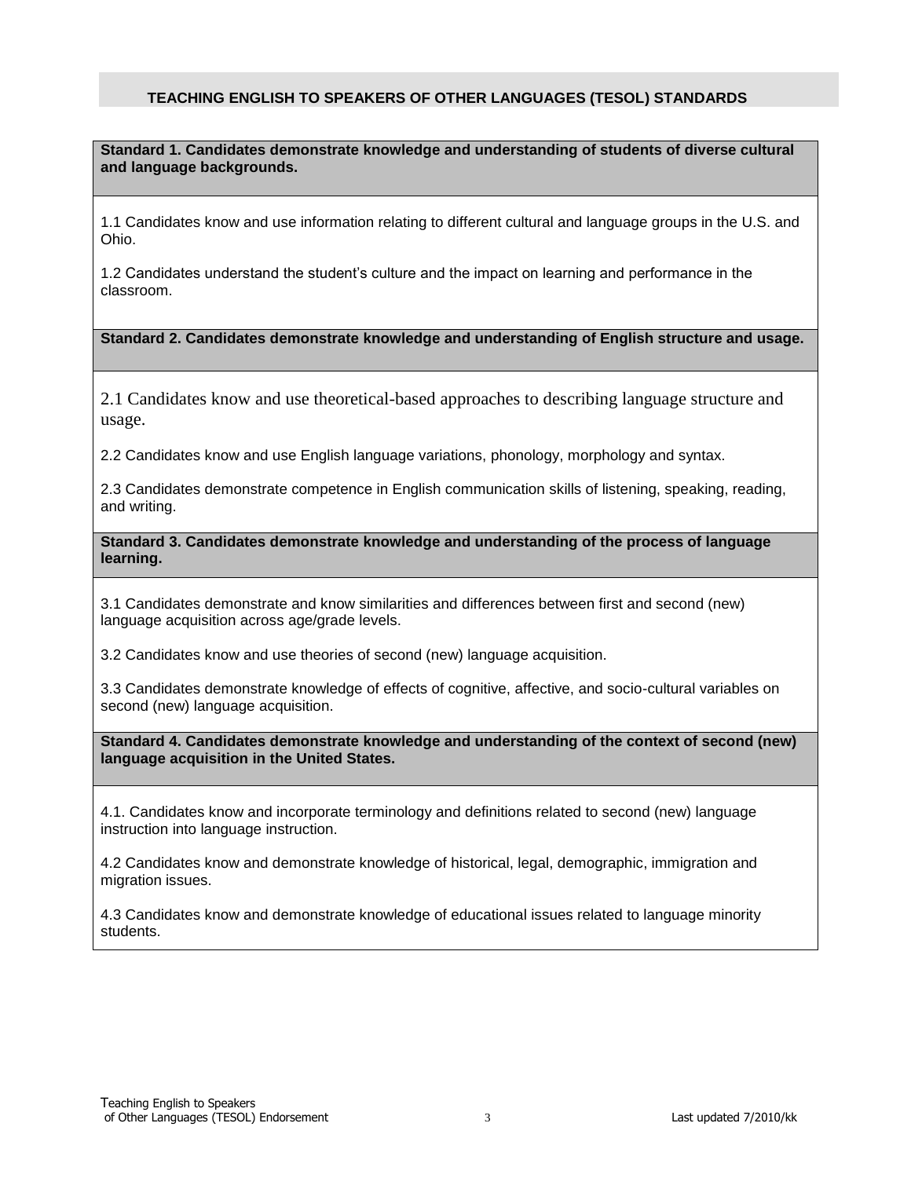## TEACHING ENGLISH TO SPEAKERS OF OTHER LANGUAGES (TESOL) STANDARDS

**Standard 1. Candidates demonstrate knowledge and understanding of students of diverse cultural and language backgrounds.**

1.1 Candidates know and use information relating to different cultural and language groups in the U.S. and Ohio.

1.2 Candidates understand the student's culture and the impact on learning and performance in the classroom.

**Standard 2. Candidates demonstrate knowledge and understanding of English structure and usage.**

2.1 Candidates know and use theoretical-based approaches to describing language structure and usage.

2.2 Candidates know and use English language variations, phonology, morphology and syntax.

2.3 Candidates demonstrate competence in English communication skills of listening, speaking, reading, and writing.

**Standard 3. Candidates demonstrate knowledge and understanding of the process of language learning.**

3.1 Candidates demonstrate and know similarities and differences between first and second (new) language acquisition across age/grade levels.

3.2 Candidates know and use theories of second (new) language acquisition.

3.3 Candidates demonstrate knowledge of effects of cognitive, affective, and socio-cultural variables on second (new) language acquisition.

**Standard 4. Candidates demonstrate knowledge and understanding of the context of second (new) language acquisition in the United States.**

4.1. Candidates know and incorporate terminology and definitions related to second (new) language instruction into language instruction.

4.2 Candidates know and demonstrate knowledge of historical, legal, demographic, immigration and migration issues.

4.3 Candidates know and demonstrate knowledge of educational issues related to language minority students.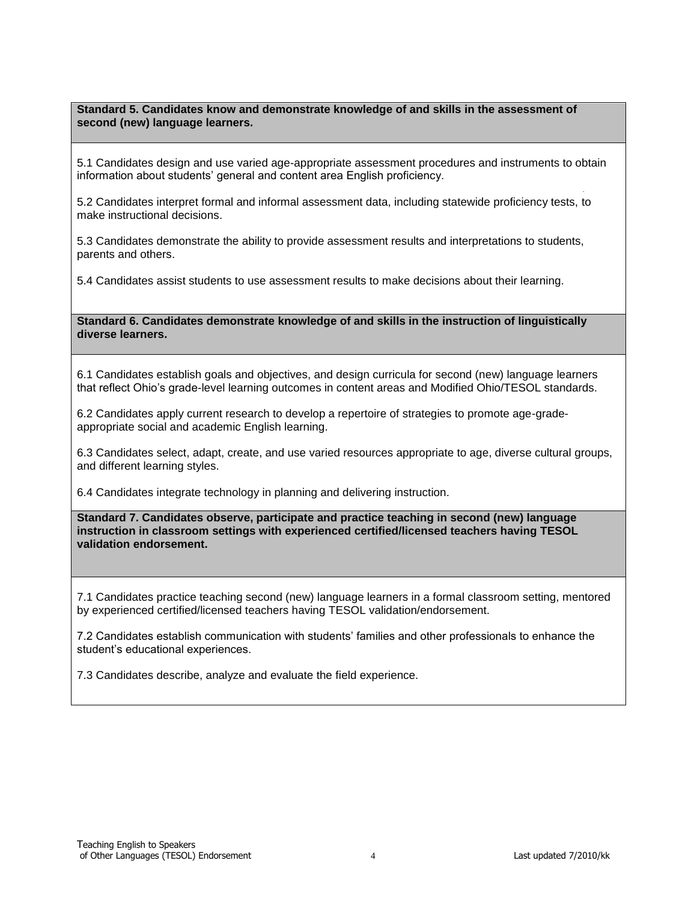**Standard 5. Candidates know and demonstrate knowledge of and skills in the assessment of second (new) language learners.**

5.1 Candidates design and use varied age-appropriate assessment procedures and instruments to obtain information about students' general and content area English proficiency.

5.2 Candidates interpret formal and informal assessment data, including statewide proficiency tests, to make instructional decisions.

5.3 Candidates demonstrate the ability to provide assessment results and interpretations to students, parents and others.

5.4 Candidates assist students to use assessment results to make decisions about their learning.

**Standard 6. Candidates demonstrate knowledge of and skills in the instruction of linguistically diverse learners.**

6.1 Candidates establish goals and objectives, and design curricula for second (new) language learners that reflect Ohio's grade-level learning outcomes in content areas and Modified Ohio/TESOL standards.

6.2 Candidates apply current research to develop a repertoire of strategies to promote age-grade-appropriate social and academic English learning.

6.3 Candidates select, adapt, create, and use varied resources appropriate to age, diverse cultural groups, and different learning styles.

6.4 Candidates integrate technology in planning and delivering instruction.

**Standard 7. Candidates observe, participate and practice teaching in second (new) language instruction in classroom settings with experienced certified/licensed teachers having TESOL validation endorsement.**

7.1 Candidates practice teaching second (new) language learners in a formal classroom setting, mentored by experienced certified/licensed teachers having TESOL validation/endorsement.

7.2 Candidates establish communication with students' families and other professionals to enhance the student's educational experiences.

7.3 Candidates describe, analyze and evaluate the field experience.